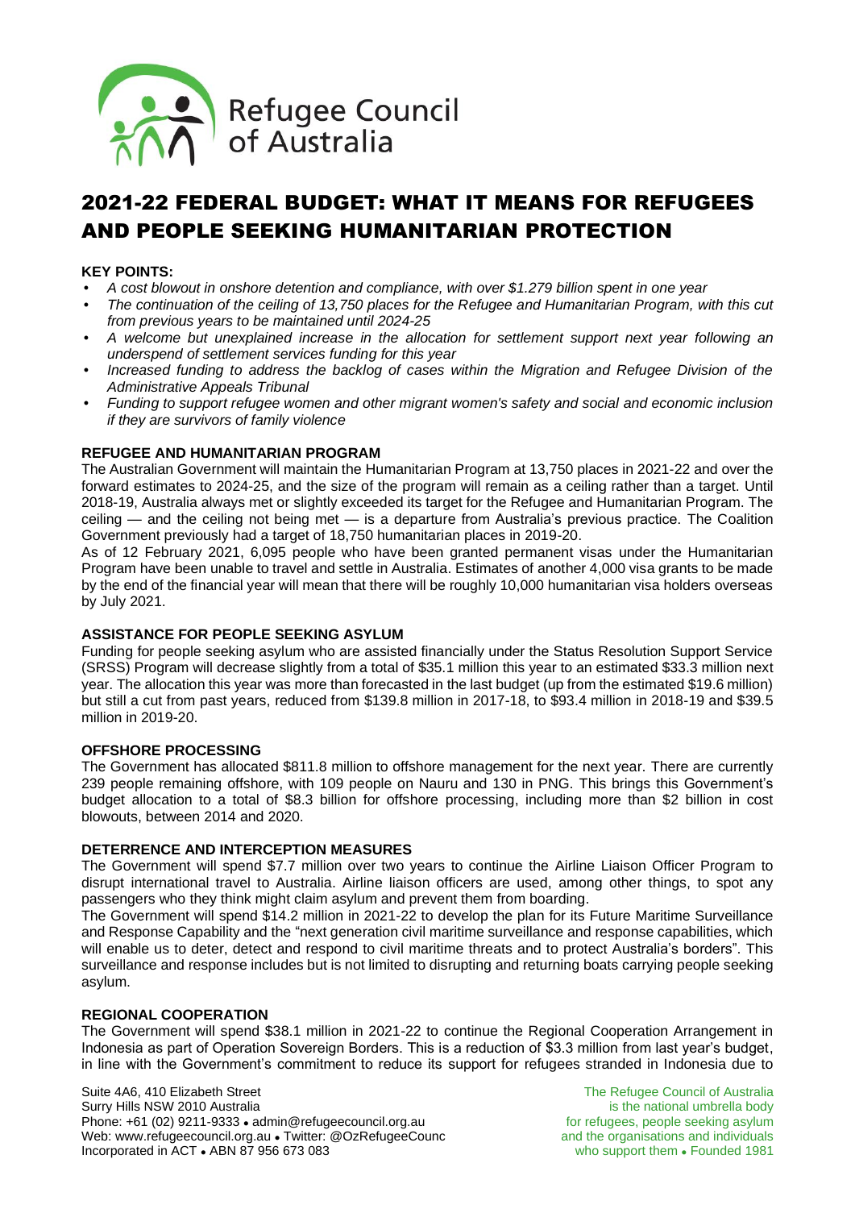Refugee Council of Australia

# 2021-22 FEDERAL BUDGET: WHAT IT MEANS FOR REFUGEES AND PEOPLE SEEKING HUMANITARIAN PROTECTION

**KEY POINTS:**

- *A cost blowout in onshore detention and compliance, with over $1.279 billion spent in one year*
- *The continuation of the ceiling of 13,750 places for the Refugee and Humanitarian Program, with this cut from previous years to be maintained until 2024-25*
- *A welcome but unexplained increase in the allocation for settlement support next year following an underspend of settlement services funding for this year*
- *Increased funding to address the backlog of cases within the Migration and Refugee Division of the Administrative Appeals Tribunal*
- *Funding to support refugee women and other migrant women's safety and social and economic inclusion if they are survivors of family violence*

**REFUGEE AND HUMANITARIAN PROGRAM**

The Australian Government will maintain the Humanitarian Program at 13,750 places in 2021-22 and over the forward estimates to 2024-25, and the size of the program will remain as a ceiling rather than a target. Until 2018-19, Australia always met or slightly exceeded its target for the Refugee and Humanitarian Program. The ceiling — and the ceiling not being met — is a departure from Australia's previous practice. The Coalition Government previously had a target of 18,750 humanitarian places in 2019-20.

As of 12 February 2021, 6,095 people who have been granted permanent visas under the Humanitarian Program have been unable to travel and settle in Australia. Estimates of another 4,000 visa grants to be made by the end of the financial year will mean that there will be roughly 10,000 humanitarian visa holders overseas by July 2021.

**ASSISTANCE FOR PEOPLE SEEKING ASYLUM**

Funding for people seeking asylum who are assisted financially under the Status Resolution Support Service (SRSS) Program will decrease slightly from a total of $35.1 million this year to an estimated $33.3 million next year. The allocation this year was more than forecasted in the last budget (up from the estimated $19.6 million) but still a cut from past years, reduced from $139.8 million in 2017-18, to $93.4 million in 2018-19 and $39.5 million in 2019-20.

**OFFSHORE PROCESSING**

The Government has allocated $811.8 million to offshore management for the next year. There are currently 239 people remaining offshore, with 109 people on Nauru and 130 in PNG. This brings this Government's budget allocation to a total of $8.3 billion for offshore processing, including more than $2 billion in cost blowouts, between 2014 and 2020.

**DETERRENCE AND INTERCEPTION MEASURES**

The Government will spend $7.7 million over two years to continue the Airline Liaison Officer Program to disrupt international travel to Australia. Airline liaison officers are used, among other things, to spot any passengers who they think might claim asylum and prevent them from boarding.

The Government will spend $14.2 million in 2021-22 to develop the plan for its Future Maritime Surveillance and Response Capability and the "next generation civil maritime surveillance and response capabilities, which will enable us to deter, detect and respond to civil maritime threats and to protect Australia's borders". This surveillance and response includes but is not limited to disrupting and returning boats carrying people seeking asylum.

**REGIONAL COOPERATION**

The Government will spend $38.1 million in 2021-22 to continue the Regional Cooperation Arrangement in Indonesia as part of Operation Sovereign Borders. This is a reduction of $3.3 million from last year's budget, in line with the Government's commitment to reduce its support for refugees stranded in Indonesia due to

Suite 4A6, 410 Elizabeth Street
Surry Hills NSW 2010 Australia
Phone: +61 (02) 9211-9333 • admin@refugeecouncil.org.au
Web: www.refugeecouncil.org.au • Twitter: @OzRefugeeCounc
Incorporated in ACT • ABN 87 956 673 083

The Refugee Council of Australia is the national umbrella body for refugees, people seeking asylum and the organisations and individuals who support them • Founded 1981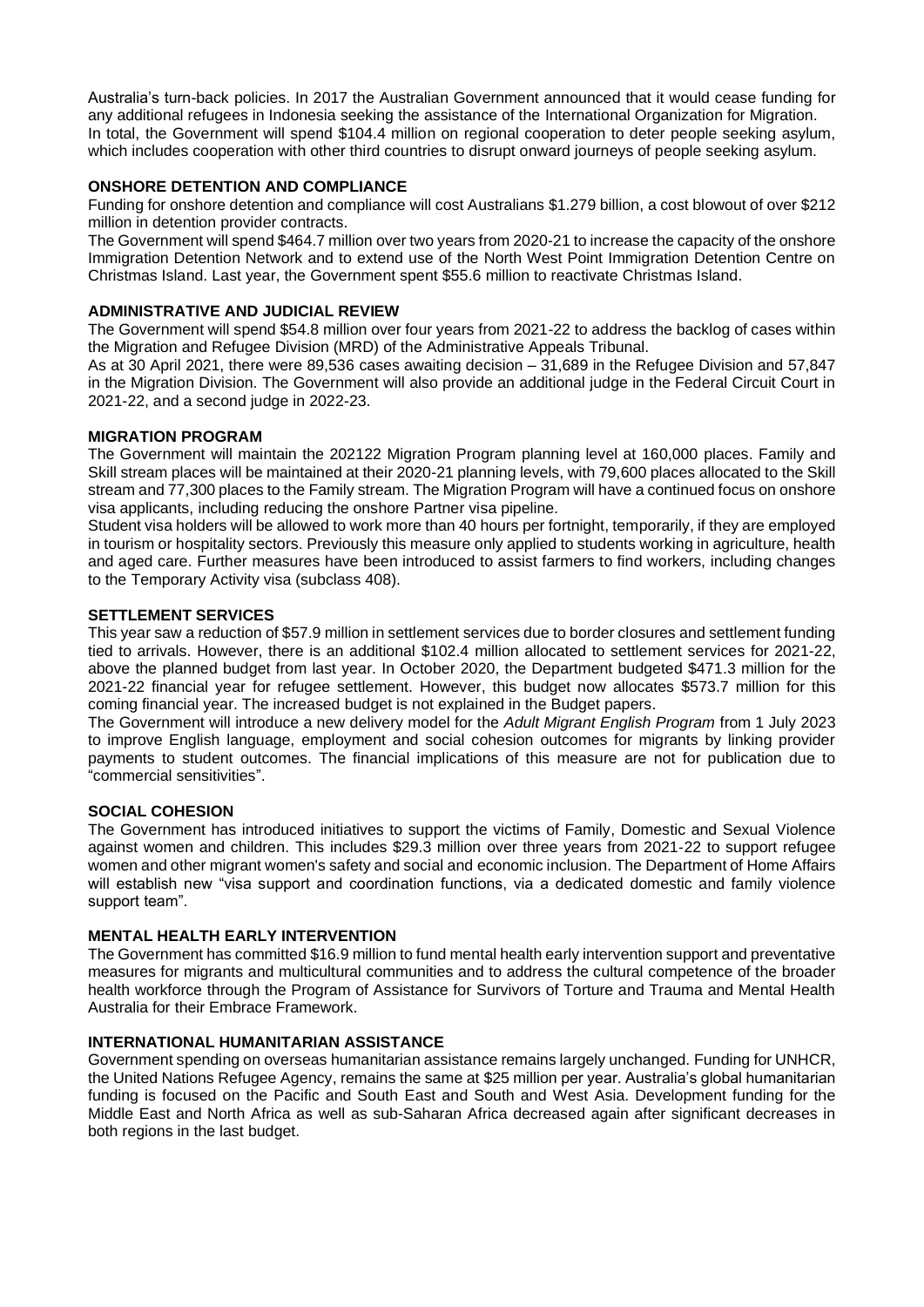Australia's turn-back policies. In 2017 the Australian Government announced that it would cease funding for any additional refugees in Indonesia seeking the assistance of the International Organization for Migration. In total, the Government will spend $104.4 million on regional cooperation to deter people seeking asylum, which includes cooperation with other third countries to disrupt onward journeys of people seeking asylum.

### ONSHORE DETENTION AND COMPLIANCE

Funding for onshore detention and compliance will cost Australians $1.279 billion, a cost blowout of over $212 million in detention provider contracts.

The Government will spend $464.7 million over two years from 2020-21 to increase the capacity of the onshore Immigration Detention Network and to extend use of the North West Point Immigration Detention Centre on Christmas Island. Last year, the Government spent $55.6 million to reactivate Christmas Island.

### ADMINISTRATIVE AND JUDICIAL REVIEW

The Government will spend $54.8 million over four years from 2021-22 to address the backlog of cases within the Migration and Refugee Division (MRD) of the Administrative Appeals Tribunal.

As at 30 April 2021, there were 89,536 cases awaiting decision – 31,689 in the Refugee Division and 57,847 in the Migration Division. The Government will also provide an additional judge in the Federal Circuit Court in 2021-22, and a second judge in 2022-23.

### MIGRATION PROGRAM

The Government will maintain the 202122 Migration Program planning level at 160,000 places. Family and Skill stream places will be maintained at their 2020-21 planning levels, with 79,600 places allocated to the Skill stream and 77,300 places to the Family stream. The Migration Program will have a continued focus on onshore visa applicants, including reducing the onshore Partner visa pipeline.

Student visa holders will be allowed to work more than 40 hours per fortnight, temporarily, if they are employed in tourism or hospitality sectors. Previously this measure only applied to students working in agriculture, health and aged care. Further measures have been introduced to assist farmers to find workers, including changes to the Temporary Activity visa (subclass 408).

### SETTLEMENT SERVICES

This year saw a reduction of $57.9 million in settlement services due to border closures and settlement funding tied to arrivals. However, there is an additional $102.4 million allocated to settlement services for 2021-22, above the planned budget from last year. In October 2020, the Department budgeted $471.3 million for the 2021-22 financial year for refugee settlement. However, this budget now allocates $573.7 million for this coming financial year. The increased budget is not explained in the Budget papers.

The Government will introduce a new delivery model for the *Adult Migrant English Program* from 1 July 2023 to improve English language, employment and social cohesion outcomes for migrants by linking provider payments to student outcomes. The financial implications of this measure are not for publication due to "commercial sensitivities".

### SOCIAL COHESION

The Government has introduced initiatives to support the victims of Family, Domestic and Sexual Violence against women and children. This includes $29.3 million over three years from 2021-22 to support refugee women and other migrant women's safety and social and economic inclusion. The Department of Home Affairs will establish new "visa support and coordination functions, via a dedicated domestic and family violence support team".

### MENTAL HEALTH EARLY INTERVENTION

The Government has committed $16.9 million to fund mental health early intervention support and preventative measures for migrants and multicultural communities and to address the cultural competence of the broader health workforce through the Program of Assistance for Survivors of Torture and Trauma and Mental Health Australia for their Embrace Framework.

### INTERNATIONAL HUMANITARIAN ASSISTANCE

Government spending on overseas humanitarian assistance remains largely unchanged. Funding for UNHCR, the United Nations Refugee Agency, remains the same at $25 million per year. Australia's global humanitarian funding is focused on the Pacific and South East and South and West Asia. Development funding for the Middle East and North Africa as well as sub-Saharan Africa decreased again after significant decreases in both regions in the last budget.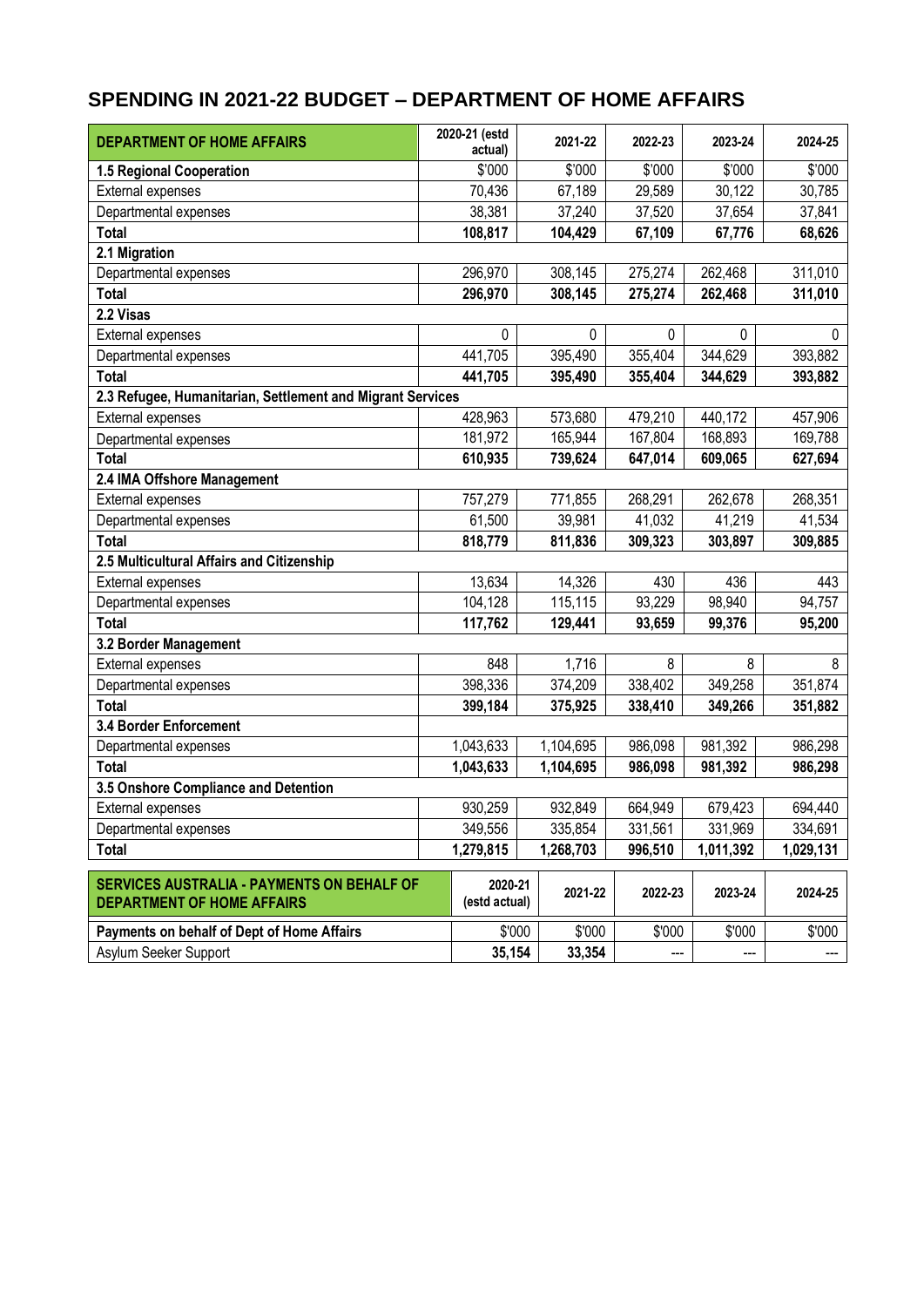## SPENDING IN 2021-22 BUDGET – DEPARTMENT OF HOME AFFAIRS

| DEPARTMENT OF HOME AFFAIRS | 2020-21 (estd actual) | 2021-22 | 2022-23 | 2023-24 | 2024-25 |
|---|---|---|---|---|---|
| **1.5 Regional Cooperation** | $'000 | $'000 | $'000 | $'000 | $'000 |
| External expenses | 70,436 | 67,189 | 29,589 | 30,122 | 30,785 |
| Departmental expenses | 38,381 | 37,240 | 37,520 | 37,654 | 37,841 |
| **Total** | **108,817** | **104,429** | **67,109** | **67,776** | **68,626** |
| **2.1 Migration** | | | | | |
| Departmental expenses | 296,970 | 308,145 | 275,274 | 262,468 | 311,010 |
| **Total** | **296,970** | **308,145** | **275,274** | **262,468** | **311,010** |
| **2.2 Visas** | | | | | |
| External expenses | 0 | 0 | 0 | 0 | 0 |
| Departmental expenses | 441,705 | 395,490 | 355,404 | 344,629 | 393,882 |
| **Total** | **441,705** | **395,490** | **355,404** | **344,629** | **393,882** |
| **2.3 Refugee, Humanitarian, Settlement and Migrant Services** | | | | | |
| External expenses | 428,963 | 573,680 | 479,210 | 440,172 | 457,906 |
| Departmental expenses | 181,972 | 165,944 | 167,804 | 168,893 | 169,788 |
| **Total** | **610,935** | **739,624** | **647,014** | **609,065** | **627,694** |
| **2.4 IMA Offshore Management** | | | | | |
| External expenses | 757,279 | 771,855 | 268,291 | 262,678 | 268,351 |
| Departmental expenses | 61,500 | 39,981 | 41,032 | 41,219 | 41,534 |
| **Total** | **818,779** | **811,836** | **309,323** | **303,897** | **309,885** |
| **2.5 Multicultural Affairs and Citizenship** | | | | | |
| External expenses | 13,634 | 14,326 | 430 | 436 | 443 |
| Departmental expenses | 104,128 | 115,115 | 93,229 | 98,940 | 94,757 |
| **Total** | **117,762** | **129,441** | **93,659** | **99,376** | **95,200** |
| **3.2 Border Management** | | | | | |
| External expenses | 848 | 1,716 | 8 | 8 | 8 |
| Departmental expenses | 398,336 | 374,209 | 338,402 | 349,258 | 351,874 |
| **Total** | **399,184** | **375,925** | **338,410** | **349,266** | **351,882** |
| **3.4 Border Enforcement** | | | | | |
| Departmental expenses | 1,043,633 | 1,104,695 | 986,098 | 981,392 | 986,298 |
| **Total** | **1,043,633** | **1,104,695** | **986,098** | **981,392** | **986,298** |
| **3.5 Onshore Compliance and Detention** | | | | | |
| External expenses | 930,259 | 932,849 | 664,949 | 679,423 | 694,440 |
| Departmental expenses | 349,556 | 335,854 | 331,561 | 331,969 | 334,691 |
| **Total** | **1,279,815** | **1,268,703** | **996,510** | **1,011,392** | **1,029,131** |

| SERVICES AUSTRALIA - PAYMENTS ON BEHALF OF DEPARTMENT OF HOME AFFAIRS | 2020-21 (estd actual) | 2021-22 | 2022-23 | 2023-24 | 2024-25 |
|---|---|---|---|---|---|
| **Payments on behalf of Dept of Home Affairs** | $'000 | $'000 | $'000 | $'000 | $'000 |
| Asylum Seeker Support | **35,154** | **33,354** | --- | --- | --- |